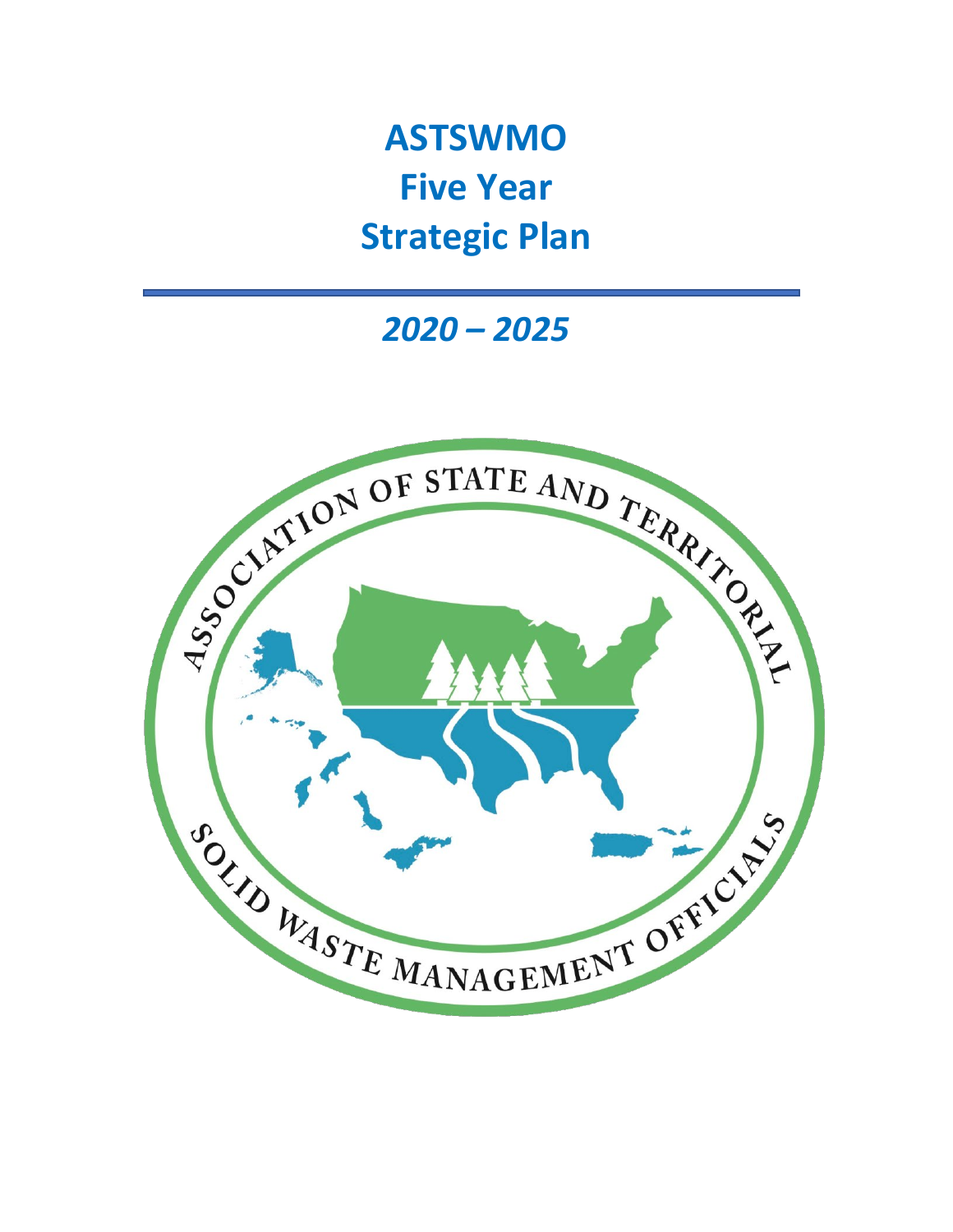# ASTSWMO Five Year Strategic Plan

## *2020 – 2025*

ASSOCIATION OF STATE AND TERRITORIAL SOLID WASTE MANAGEMENT OFFICIALS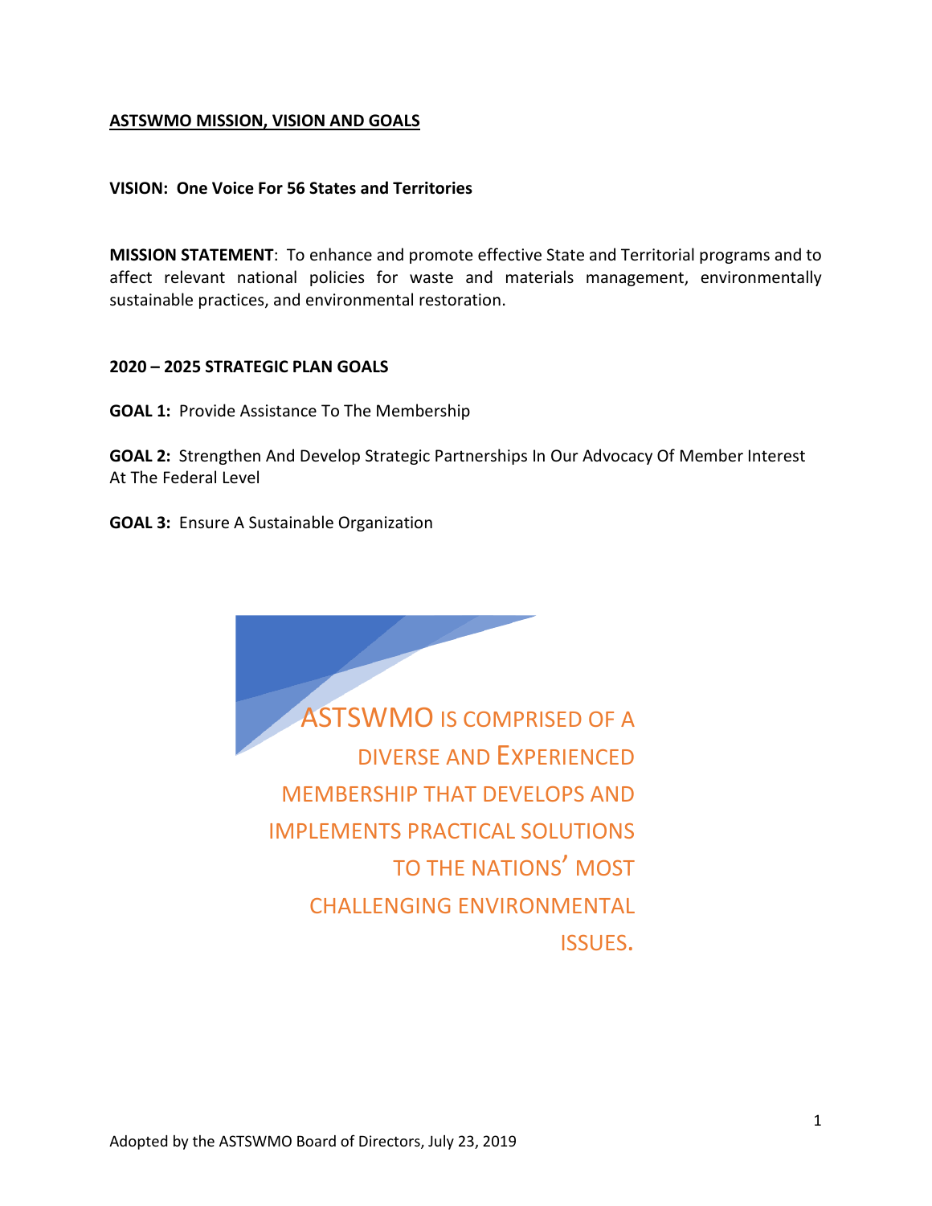**ASTSWMO MISSION, VISION AND GOALS**

**VISION: One Voice For 56 States and Territories**

**MISSION STATEMENT**: To enhance and promote effective State and Territorial programs and to affect relevant national policies for waste and materials management, environmentally sustainable practices, and environmental restoration.

**2020 – 2025 STRATEGIC PLAN GOALS**

**GOAL 1:** Provide Assistance To The Membership

**GOAL 2:** Strengthen And Develop Strategic Partnerships In Our Advocacy Of Member Interest At The Federal Level

**GOAL 3:** Ensure A Sustainable Organization

ASTSWMO IS COMPRISED OF A DIVERSE AND EXPERIENCED MEMBERSHIP THAT DEVELOPS AND IMPLEMENTS PRACTICAL SOLUTIONS TO THE NATIONS' MOST CHALLENGING ENVIRONMENTAL ISSUES.

Adopted by the ASTSWMO Board of Directors, July 23, 2019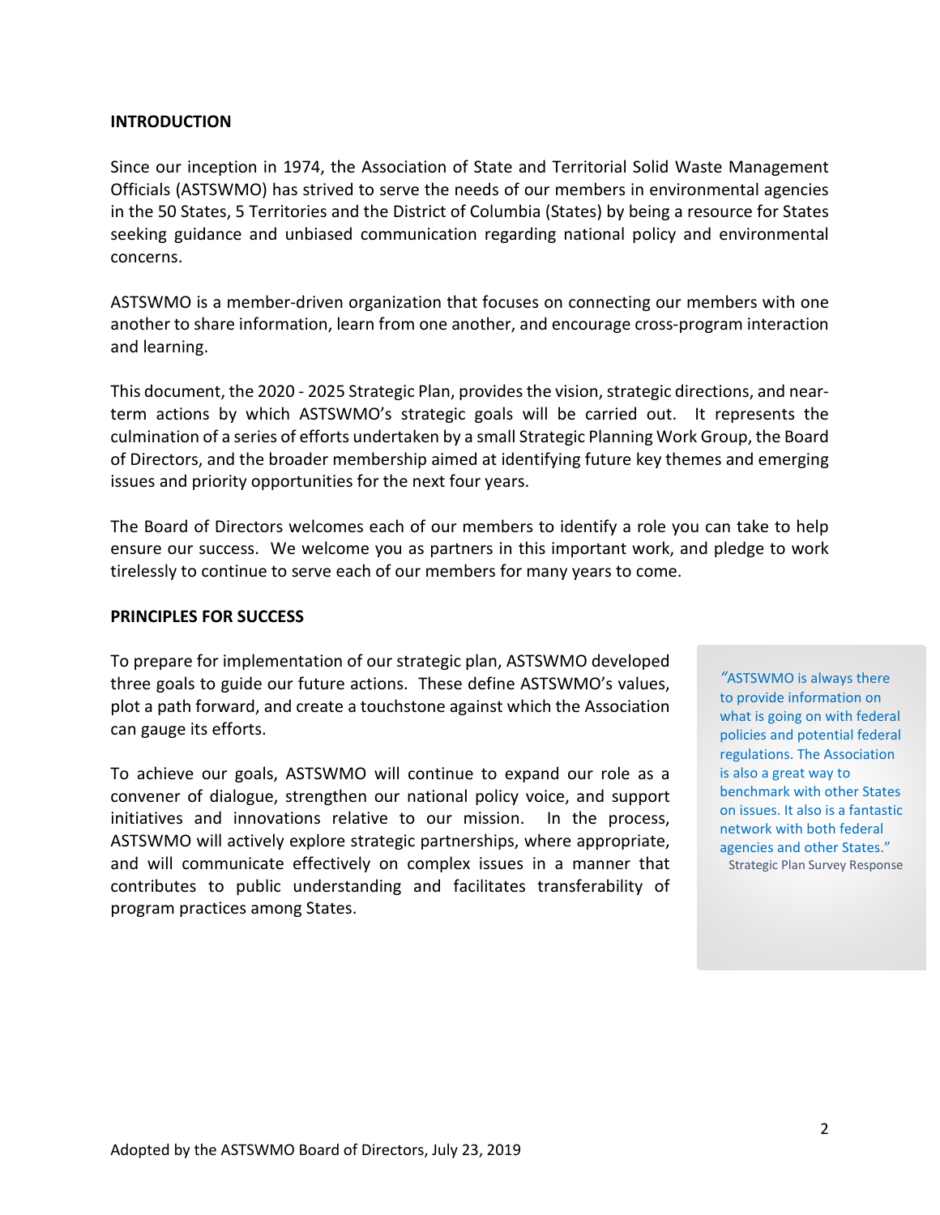## INTRODUCTION

Since our inception in 1974, the Association of State and Territorial Solid Waste Management Officials (ASTSWMO) has strived to serve the needs of our members in environmental agencies in the 50 States, 5 Territories and the District of Columbia (States) by being a resource for States seeking guidance and unbiased communication regarding national policy and environmental concerns.

ASTSWMO is a member-driven organization that focuses on connecting our members with one another to share information, learn from one another, and encourage cross-program interaction and learning.

This document, the 2020 - 2025 Strategic Plan, provides the vision, strategic directions, and near-term actions by which ASTSWMO's strategic goals will be carried out. It represents the culmination of a series of efforts undertaken by a small Strategic Planning Work Group, the Board of Directors, and the broader membership aimed at identifying future key themes and emerging issues and priority opportunities for the next four years.

The Board of Directors welcomes each of our members to identify a role you can take to help ensure our success. We welcome you as partners in this important work, and pledge to work tirelessly to continue to serve each of our members for many years to come.

## PRINCIPLES FOR SUCCESS

To prepare for implementation of our strategic plan, ASTSWMO developed three goals to guide our future actions. These define ASTSWMO's values, plot a path forward, and create a touchstone against which the Association can gauge its efforts.

To achieve our goals, ASTSWMO will continue to expand our role as a convener of dialogue, strengthen our national policy voice, and support initiatives and innovations relative to our mission. In the process, ASTSWMO will actively explore strategic partnerships, where appropriate, and will communicate effectively on complex issues in a manner that contributes to public understanding and facilitates transferability of program practices among States.

> "ASTSWMO is always there to provide information on what is going on with federal policies and potential federal regulations. The Association is also a great way to benchmark with other States on issues. It also is a fantastic network with both federal agencies and other States."
>
> Strategic Plan Survey Response

Adopted by the ASTSWMO Board of Directors, July 23, 2019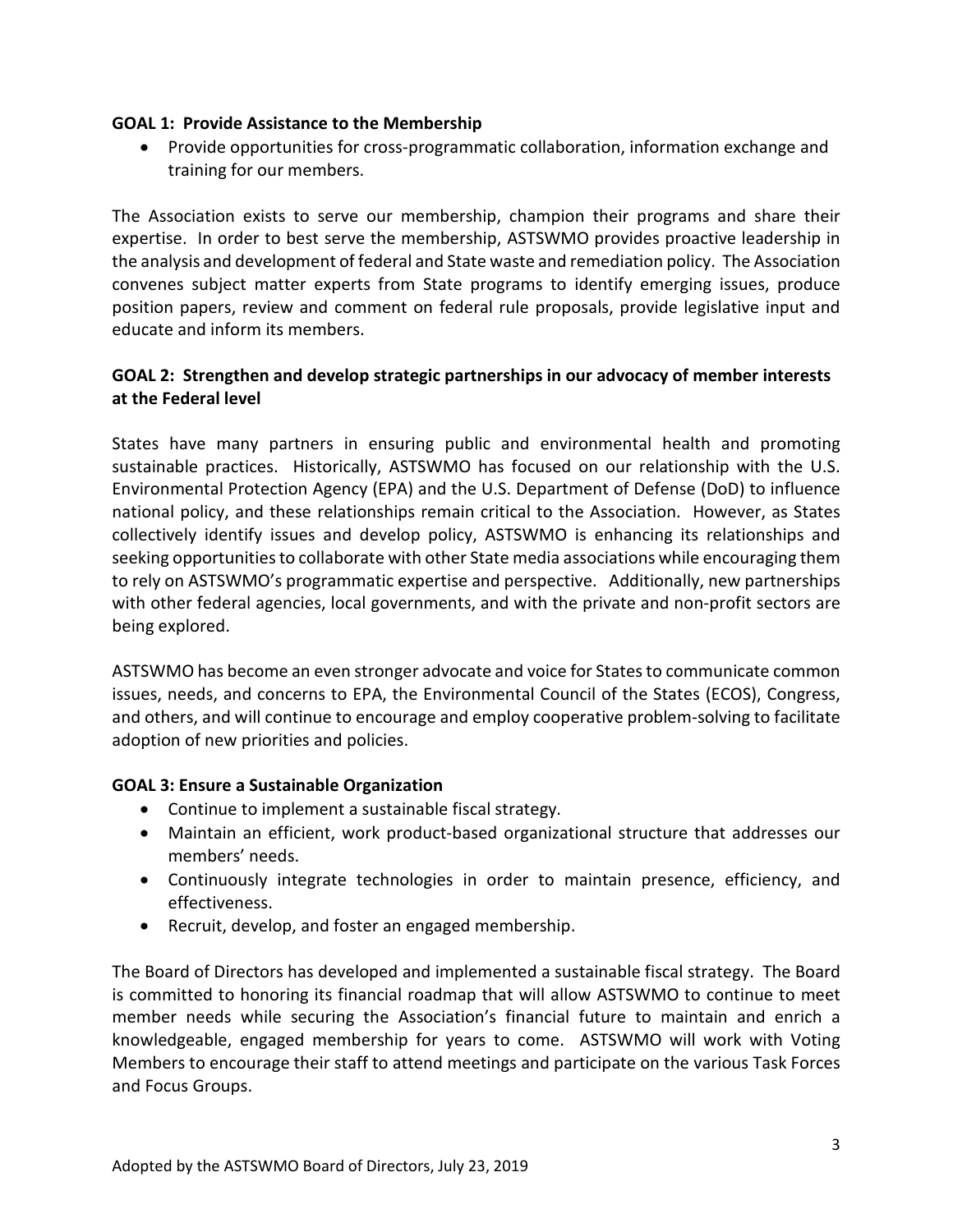**GOAL 1: Provide Assistance to the Membership**

- Provide opportunities for cross-programmatic collaboration, information exchange and training for our members.

The Association exists to serve our membership, champion their programs and share their expertise. In order to best serve the membership, ASTSWMO provides proactive leadership in the analysis and development of federal and State waste and remediation policy. The Association convenes subject matter experts from State programs to identify emerging issues, produce position papers, review and comment on federal rule proposals, provide legislative input and educate and inform its members.

**GOAL 2: Strengthen and develop strategic partnerships in our advocacy of member interests at the Federal level**

States have many partners in ensuring public and environmental health and promoting sustainable practices. Historically, ASTSWMO has focused on our relationship with the U.S. Environmental Protection Agency (EPA) and the U.S. Department of Defense (DoD) to influence national policy, and these relationships remain critical to the Association. However, as States collectively identify issues and develop policy, ASTSWMO is enhancing its relationships and seeking opportunities to collaborate with other State media associations while encouraging them to rely on ASTSWMO's programmatic expertise and perspective. Additionally, new partnerships with other federal agencies, local governments, and with the private and non-profit sectors are being explored.

ASTSWMO has become an even stronger advocate and voice for States to communicate common issues, needs, and concerns to EPA, the Environmental Council of the States (ECOS), Congress, and others, and will continue to encourage and employ cooperative problem-solving to facilitate adoption of new priorities and policies.

**GOAL 3: Ensure a Sustainable Organization**

- Continue to implement a sustainable fiscal strategy.
- Maintain an efficient, work product-based organizational structure that addresses our members' needs.
- Continuously integrate technologies in order to maintain presence, efficiency, and effectiveness.
- Recruit, develop, and foster an engaged membership.

The Board of Directors has developed and implemented a sustainable fiscal strategy. The Board is committed to honoring its financial roadmap that will allow ASTSWMO to continue to meet member needs while securing the Association's financial future to maintain and enrich a knowledgeable, engaged membership for years to come. ASTSWMO will work with Voting Members to encourage their staff to attend meetings and participate on the various Task Forces and Focus Groups.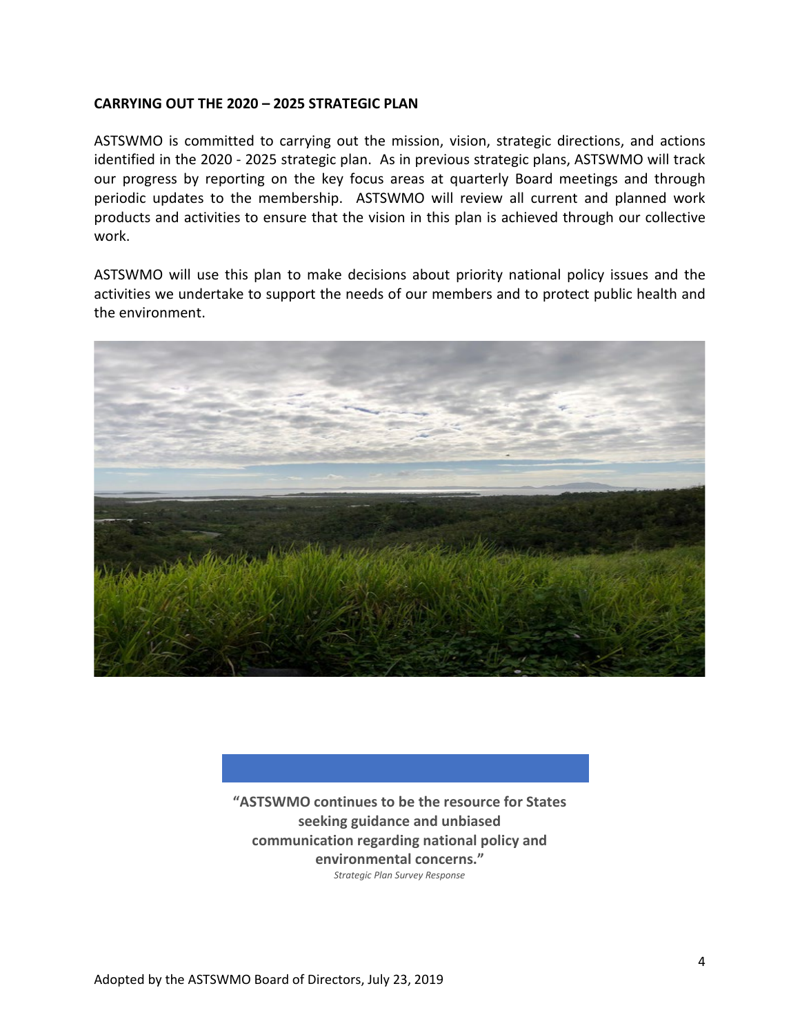## CARRYING OUT THE 2020 – 2025 STRATEGIC PLAN

ASTSWMO is committed to carrying out the mission, vision, strategic directions, and actions identified in the 2020 - 2025 strategic plan. As in previous strategic plans, ASTSWMO will track our progress by reporting on the key focus areas at quarterly Board meetings and through periodic updates to the membership. ASTSWMO will review all current and planned work products and activities to ensure that the vision in this plan is achieved through our collective work.

ASTSWMO will use this plan to make decisions about priority national policy issues and the activities we undertake to support the needs of our members and to protect public health and the environment.

**"ASTSWMO continues to be the resource for States seeking guidance and unbiased communication regarding national policy and environmental concerns."**

*Strategic Plan Survey Response*

Adopted by the ASTSWMO Board of Directors, July 23, 2019